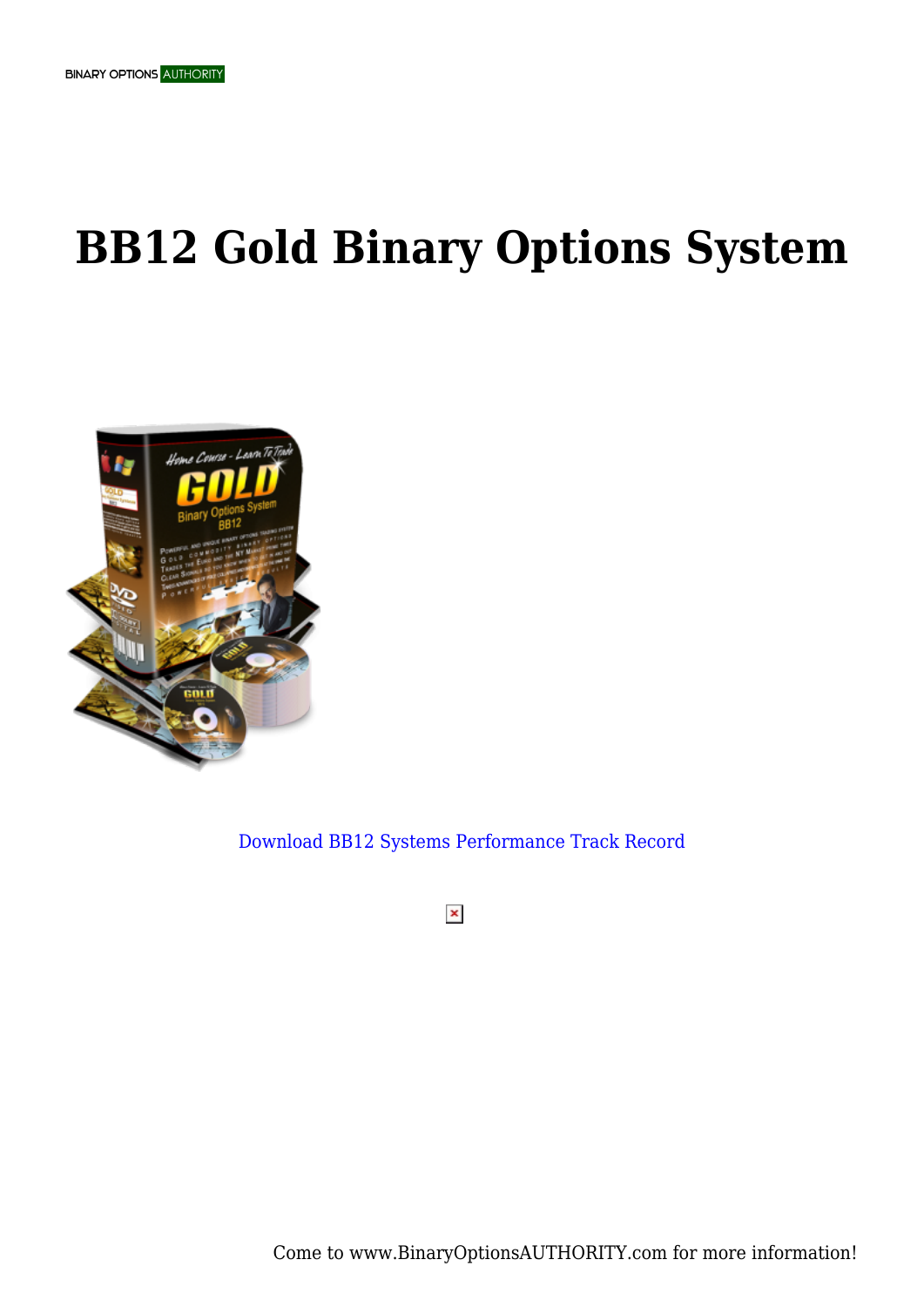# BB12 Gold Binary Options System

Download BB12 Systems Performance Track Record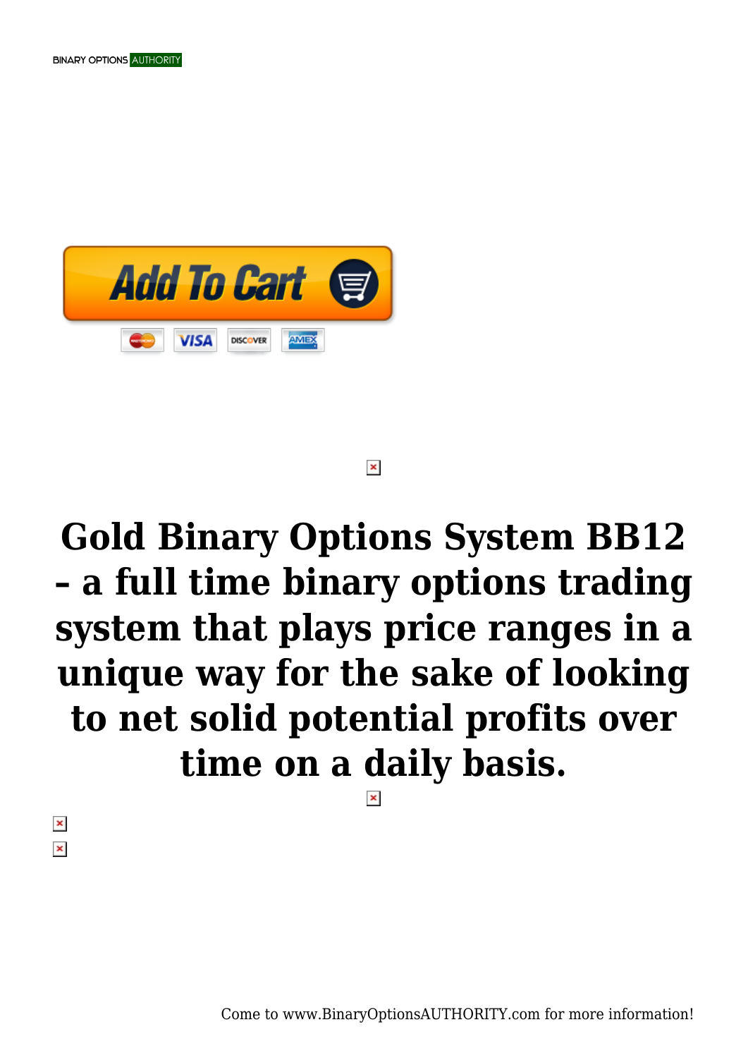# Gold Binary Options System BB12 – a full time binary options trading system that plays price ranges in a unique way for the sake of looking to net solid potential profits over time on a daily basis.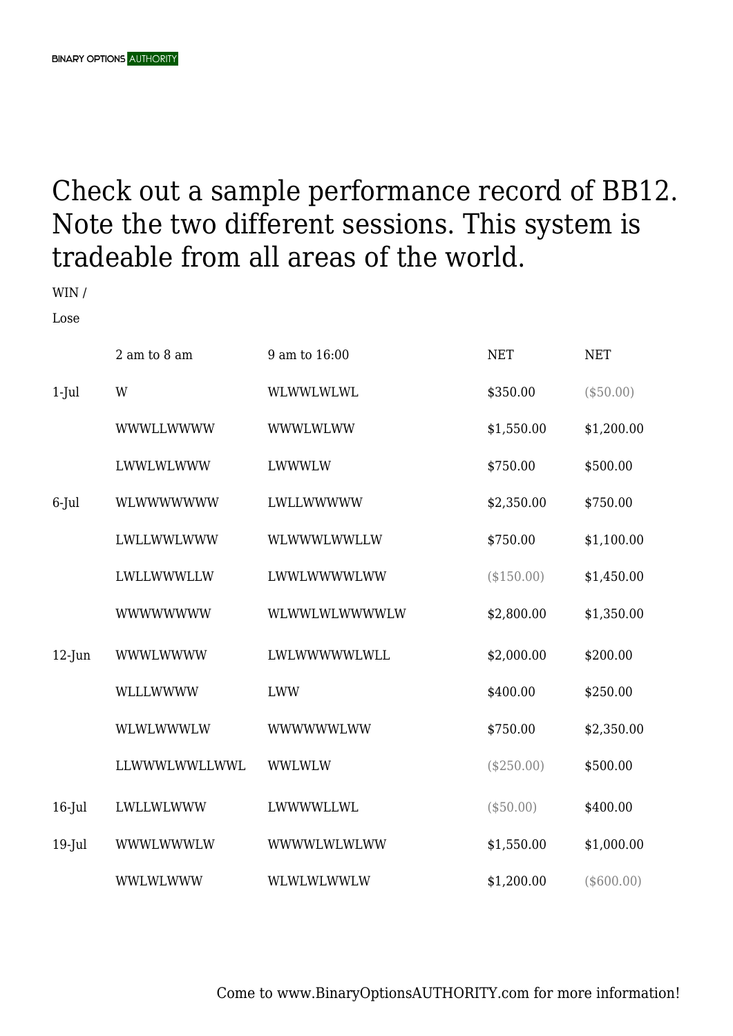# Check out a sample performance record of BB12. Note the two different sessions. This system is tradeable from all areas of the world.

WIN /

Lose

| | 2 am to 8 am | 9 am to 16:00 | NET | NET |
|---|---|---|---|---|
| 1-Jul | W | WLWWLWLWL | $350.00 | ($50.00) |
| | WWWLLWWWW | WWWLWLWW | $1,550.00 | $1,200.00 |
| | LWWLWLWWW | LWWWLW | $750.00 | $500.00 |
| 6-Jul | WLWWWWWWW | LWLLWWWWW | $2,350.00 | $750.00 |
| | LWLLWWLWWW | WLWWWLWWLLW | $750.00 | $1,100.00 |
| | LWLLWWWLLW | LWWLWWWWLWW | ($150.00) | $1,450.00 |
| | WWWWWWWW | WLWWLWLWWWWLW | $2,800.00 | $1,350.00 |
| 12-Jun | WWWLWWWW | LWLWWWWWLWLL | $2,000.00 | $200.00 |
| | WLLLWWWW | LWW | $400.00 | $250.00 |
| | WLWLWWWLW | WWWWWWLWW | $750.00 | $2,350.00 |
| | LLWWWLWWLLWWL | WWLWLW | ($250.00) | $500.00 |
| 16-Jul | LWLLWLWWW | LWWWWLLWL | ($50.00) | $400.00 |
| 19-Jul | WWWLWWWLW | WWWWLWLWLWW | $1,550.00 | $1,000.00 |
| | WWLWLWWW | WLWLWLWWLW | $1,200.00 | ($600.00) |

Come to www.BinaryOptionsAUTHORITY.com for more information!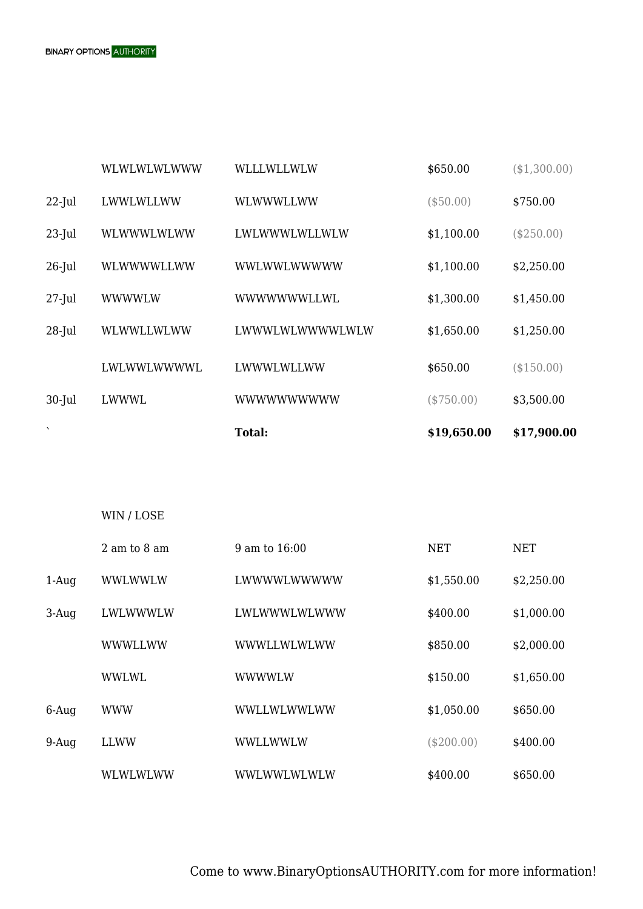| | | | | |
|---|---|---|---|---|
| | WLWLWLWLWWW | WLLLWLLWLW | $650.00 | ($1,300.00) |
| 22-Jul | LWWLWLLWW | WLWWWLLWW | ($50.00) | $750.00 |
| 23-Jul | WLWWWLWLWW | LWLWWWLWLLWLW | $1,100.00 | ($250.00) |
| 26-Jul | WLWWWWLLWW | WWLWWLWWWWW | $1,100.00 | $2,250.00 |
| 27-Jul | WWWWLW | WWWWWWWLLWL | $1,300.00 | $1,450.00 |
| 28-Jul | WLWWLLWLWW | LWWWLWLWWWWLWLW | $1,650.00 | $1,250.00 |
| | LWLWWLWWWWL | LWWWLWLLWW | $650.00 | ($150.00) |
| 30-Jul | LWWWL | WWWWWWWWWW | ($750.00) | $3,500.00 |
| ` | | **Total:** | **$19,650.00** | **$17,900.00** |

| | WIN / LOSE | | | |
|---|---|---|---|---|
| | 2 am to 8 am | 9 am to 16:00 | NET | NET |
| 1-Aug | WWLWWLW | LWWWWLWWWWW | $1,550.00 | $2,250.00 |
| 3-Aug | LWLWWWLW | LWLWWWLWLWWW | $400.00 | $1,000.00 |
| | WWWLLWW | WWWLLWLWLWW | $850.00 | $2,000.00 |
| | WWLWL | WWWWLW | $150.00 | $1,650.00 |
| 6-Aug | WWW | WWLLWLWWLWW | $1,050.00 | $650.00 |
| 9-Aug | LLWW | WWLLWWLW | ($200.00) | $400.00 |
| | WLWLWLWW | WWLWWLWLWLW | $400.00 | $650.00 |

Come to www.BinaryOptionsAUTHORITY.com for more information!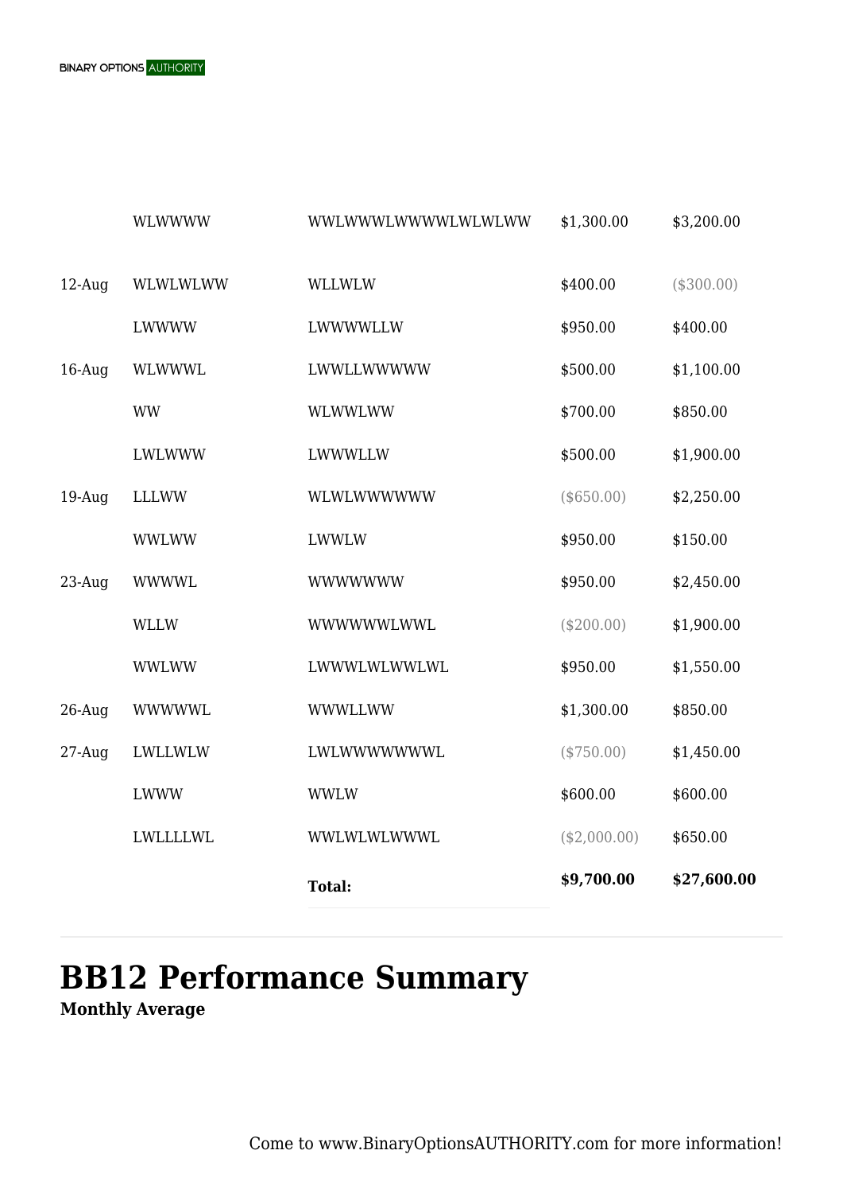|  |  |  |  |  |
|---|---|---|---|---|
|  | WLWWWW | WWLWWWLWWWWLWLWLWW | $1,300.00 | $3,200.00 |
| 12-Aug | WLWLWLWW | WLLWLW | $400.00 | ($300.00) |
|  | LWWWW | LWWWWLLW | $950.00 | $400.00 |
| 16-Aug | WLWWWL | LWWLLWWWWW | $500.00 | $1,100.00 |
|  | WW | WLWWLWW | $700.00 | $850.00 |
|  | LWLWWW | LWWWLLW | $500.00 | $1,900.00 |
| 19-Aug | LLLWW | WLWLWWWWWW | ($650.00) | $2,250.00 |
|  | WWLWW | LWWLW | $950.00 | $150.00 |
| 23-Aug | WWWWL | WWWWWWW | $950.00 | $2,450.00 |
|  | WLLW | WWWWWWLWWL | ($200.00) | $1,900.00 |
|  | WWLWW | LWWWLWLWWLWL | $950.00 | $1,550.00 |
| 26-Aug | WWWWWL | WWWLLWW | $1,300.00 | $850.00 |
| 27-Aug | LWLLWLW | LWLWWWWWWWL | ($750.00) | $1,450.00 |
|  | LWWW | WWLW | $600.00 | $600.00 |
|  | LWLLLLWL | WWLWLWLWWWL | ($2,000.00) | $650.00 |
|  |  | **Total:** | **$9,700.00** | **$27,600.00** |

# BB12 Performance Summary

**Monthly Average**

Come to www.BinaryOptionsAUTHORITY.com for more information!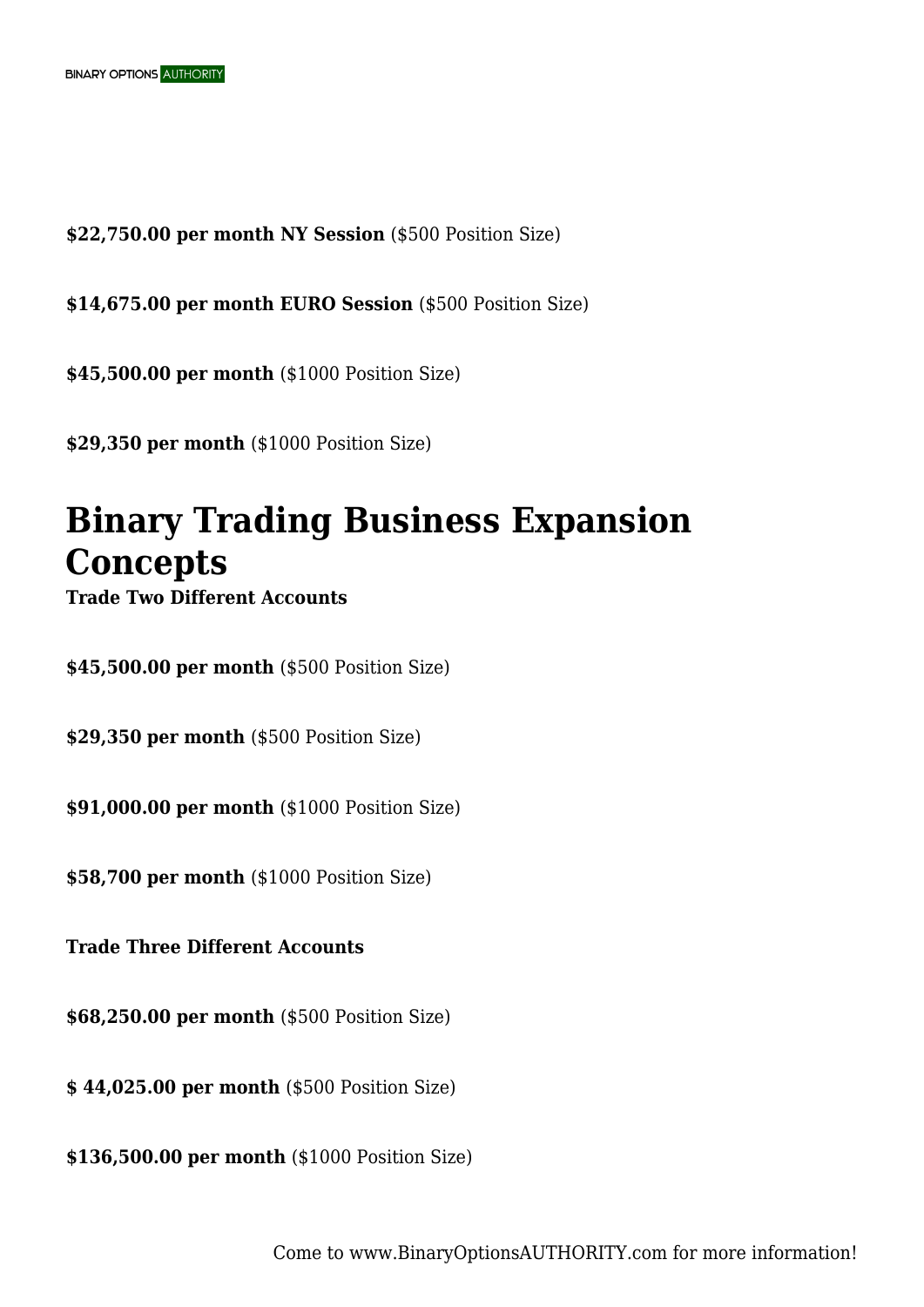**$22,750.00 per month NY Session** ($500 Position Size)

**$14,675.00 per month EURO Session** ($500 Position Size)

**$45,500.00 per month** ($1000 Position Size)

**$29,350 per month** ($1000 Position Size)

# Binary Trading Business Expansion Concepts

**Trade Two Different Accounts**

**$45,500.00 per month** ($500 Position Size)

**$29,350 per month** ($500 Position Size)

**$91,000.00 per month** ($1000 Position Size)

**$58,700 per month** ($1000 Position Size)

**Trade Three Different Accounts**

**$68,250.00 per month** ($500 Position Size)

**$ 44,025.00 per month** ($500 Position Size)

**$136,500.00 per month** ($1000 Position Size)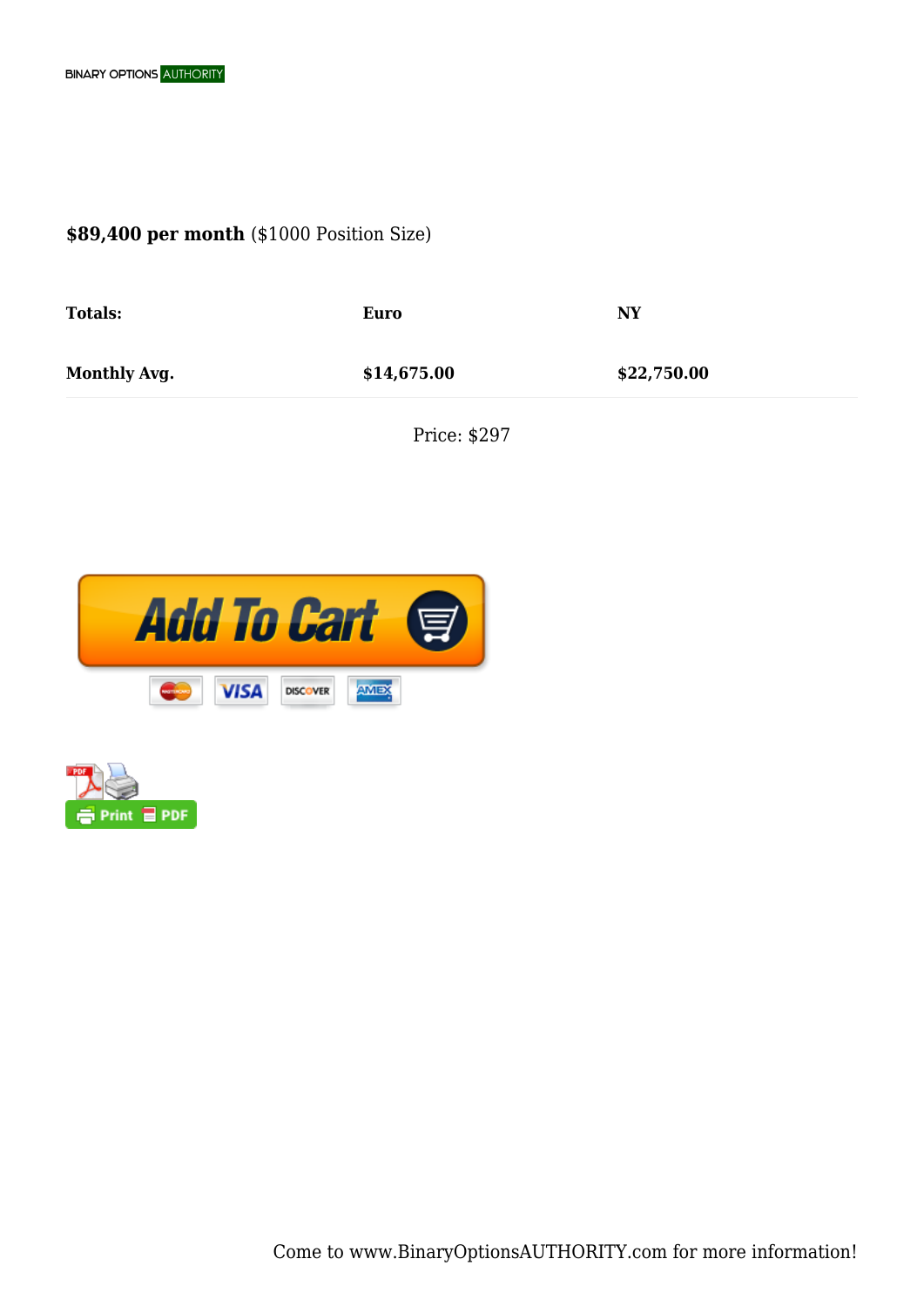**$89,400 per month** ($1000 Position Size)

| Totals: | Euro | NY |
|---|---|---|
| **Monthly Avg.** | **$14,675.00** | **$22,750.00** |

Price: $297

Add To Cart

Print PDF

Come to www.BinaryOptionsAUTHORITY.com for more information!